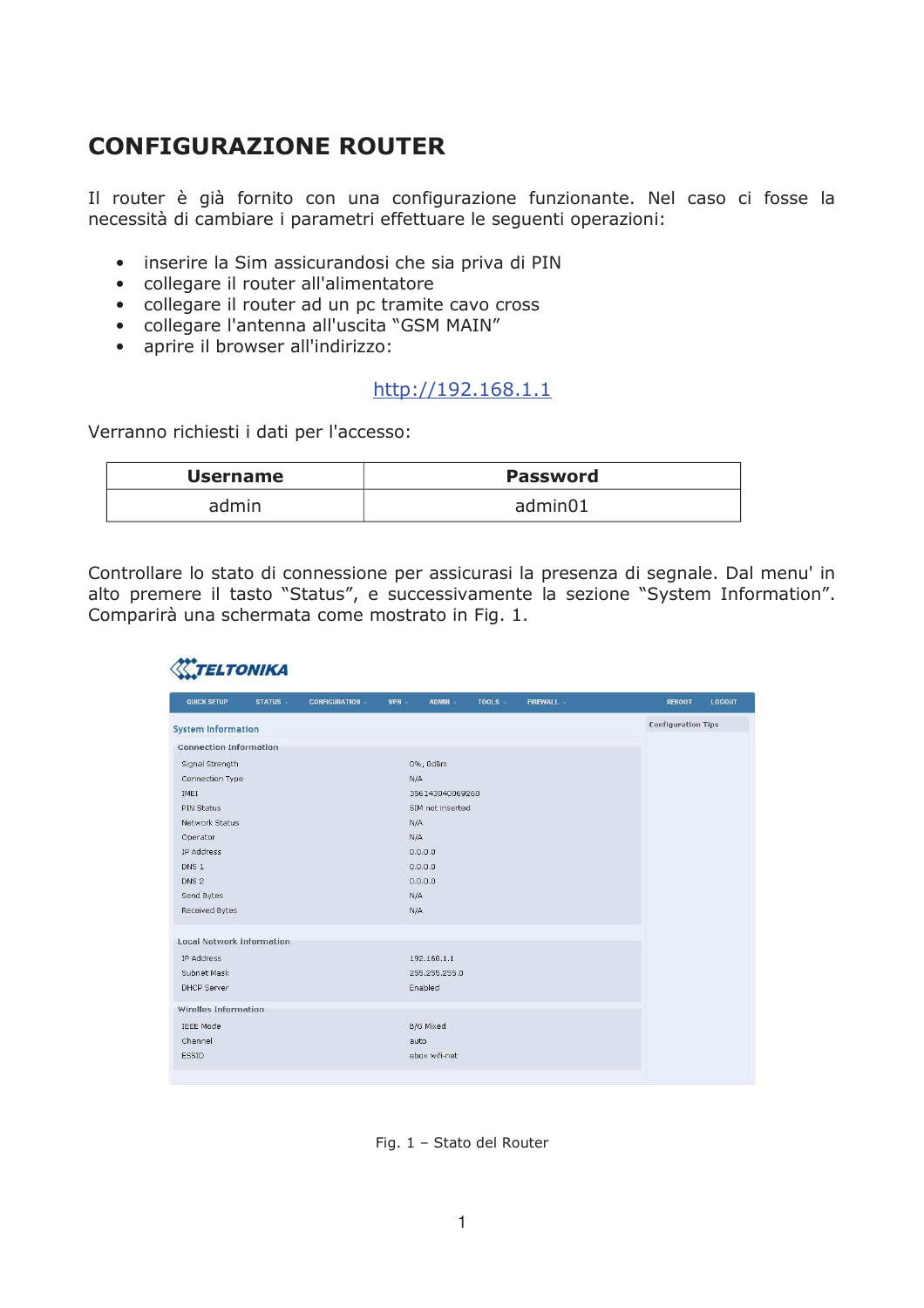# CONFIGURAZIONE ROUTER

Il router è già fornito con una configurazione funzionante. Nel caso ci fosse la necessità di cambiare i parametri effettuare le seguenti operazioni:

- inserire la Sim assicurandosi che sia priva di PIN
- collegare il router all'alimentatore
- collegare il router ad un pc tramite cavo cross
- collegare l'antenna all'uscita "GSM MAIN"
- aprire il browser all'indirizzo:

http://192.168.1.1

Verranno richiesti i dati per l'accesso:

| Username | Password |
|---|---|
| admin | admin01 |

Controllare lo stato di connessione per assicurasi la presenza di segnale. Dal menu' in alto premere il tasto "Status", e successivamente la sezione "System Information". Comparirà una schermata come mostrato in Fig. 1.

Fig. 1 – Stato del Router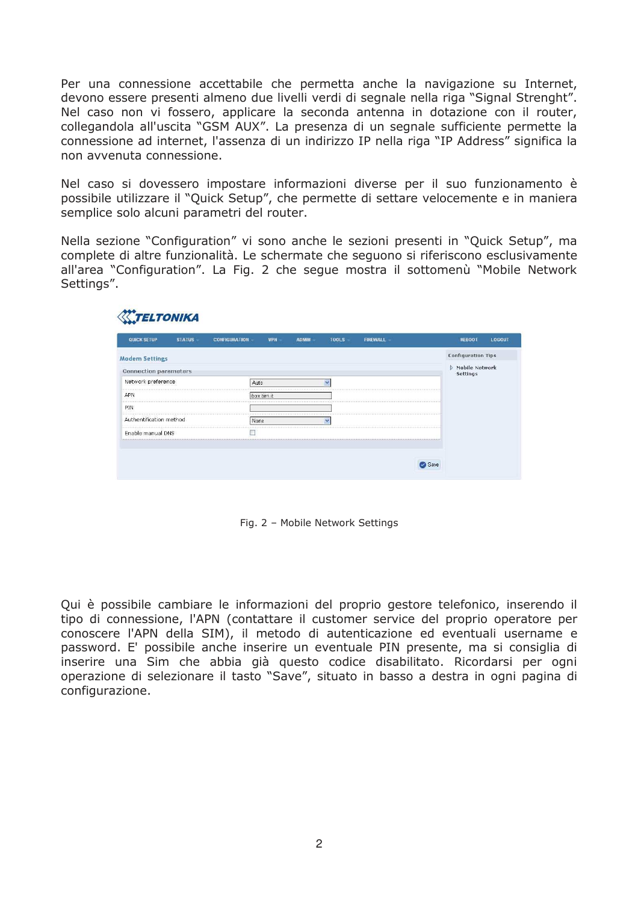Per una connessione accettabile che permetta anche la navigazione su Internet, devono essere presenti almeno due livelli verdi di segnale nella riga “Signal Strenght”. Nel caso non vi fossero, applicare la seconda antenna in dotazione con il router, collegandola all'uscita “GSM AUX”. La presenza di un segnale sufficiente permette la connessione ad internet, l'assenza di un indirizzo IP nella riga “IP Address” significa la non avvenuta connessione.

Nel caso si dovessero impostare informazioni diverse per il suo funzionamento è possibile utilizzare il “Quick Setup”, che permette di settare velocemente e in maniera semplice solo alcuni parametri del router.

Nella sezione “Configuration” vi sono anche le sezioni presenti in “Quick Setup”, ma complete di altre funzionalità. Le schermate che seguono si riferiscono esclusivamente all'area “Configuration”. La Fig. 2 che segue mostra il sottomenù “Mobile Network Settings”.

Fig. 2 – Mobile Network Settings

Qui è possibile cambiare le informazioni del proprio gestore telefonico, inserendo il tipo di connessione, l'APN (contattare il customer service del proprio operatore per conoscere l'APN della SIM), il metodo di autenticazione ed eventuali username e password. E' possibile anche inserire un eventuale PIN presente, ma si consiglia di inserire una Sim che abbia già questo codice disabilitato. Ricordarsi per ogni operazione di selezionare il tasto “Save”, situato in basso a destra in ogni pagina di configurazione.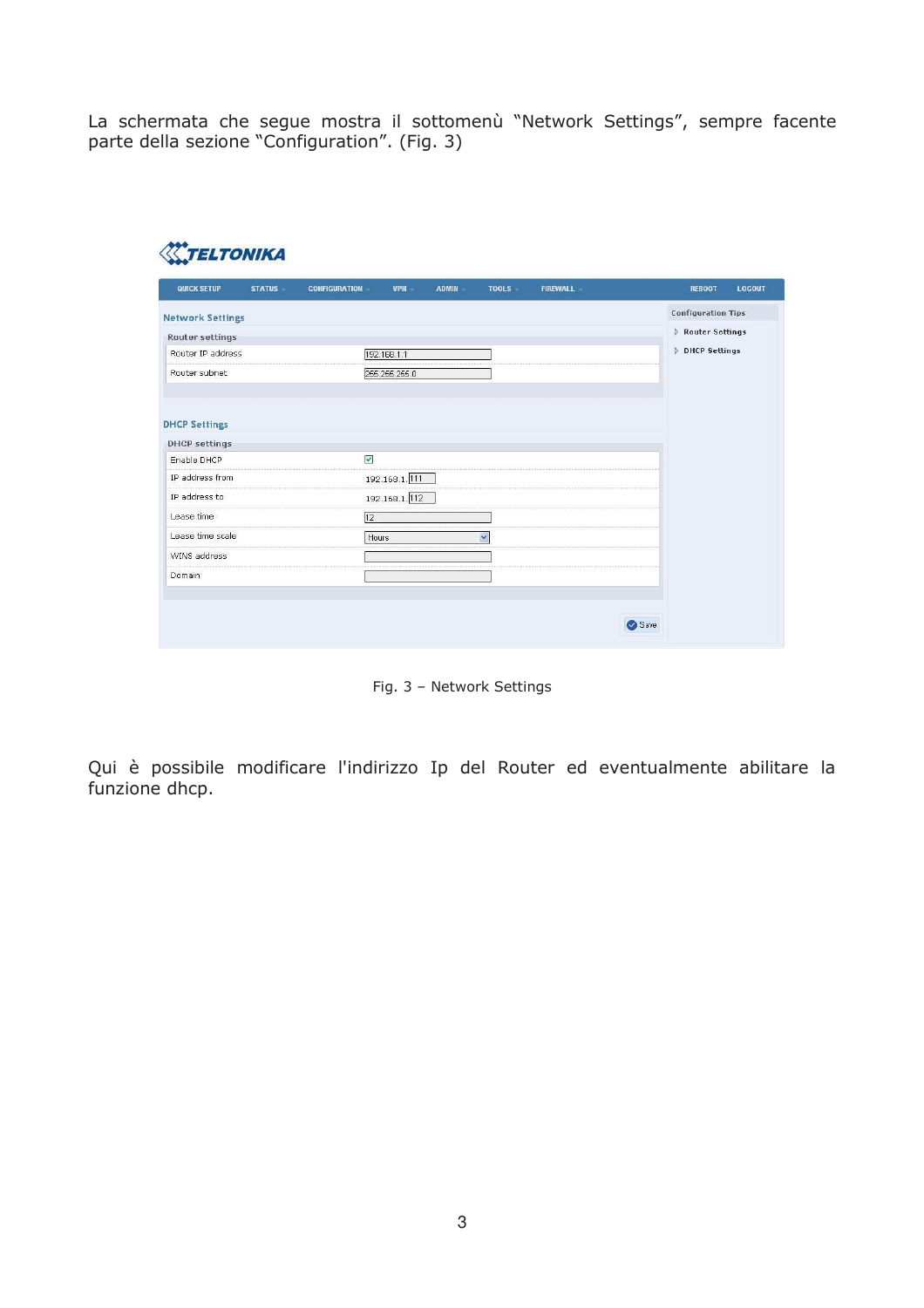La schermata che segue mostra il sottomenù "Network Settings", sempre facente parte della sezione "Configuration". (Fig. 3)

Fig. 3 – Network Settings

Qui è possibile modificare l'indirizzo Ip del Router ed eventualmente abilitare la funzione dhcp.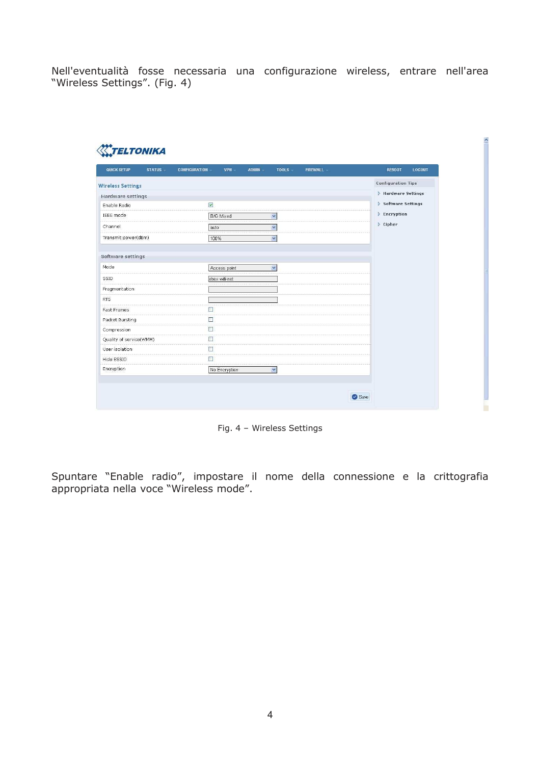Nell'eventualità fosse necessaria una configurazione wireless, entrare nell'area "Wireless Settings". (Fig. 4)

Fig. 4 – Wireless Settings

Spuntare "Enable radio", impostare il nome della connessione e la crittografia appropriata nella voce "Wireless mode".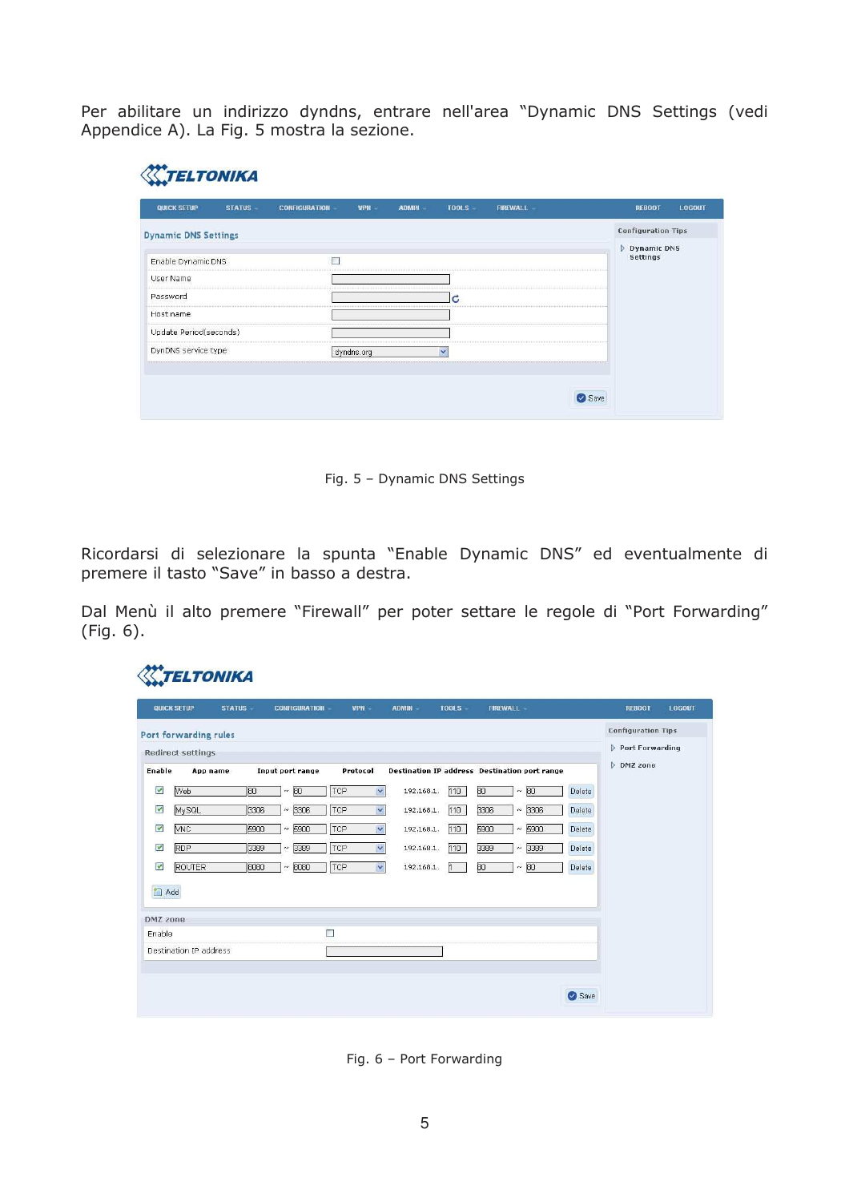Per abilitare un indirizzo dyndns, entrare nell'area "Dynamic DNS Settings (vedi Appendice A). La Fig. 5 mostra la sezione.

Fig. 5 – Dynamic DNS Settings

Ricordarsi di selezionare la spunta "Enable Dynamic DNS" ed eventualmente di premere il tasto "Save" in basso a destra.

Dal Menù il alto premere "Firewall" per poter settare le regole di "Port Forwarding" (Fig. 6).

Fig. 6 – Port Forwarding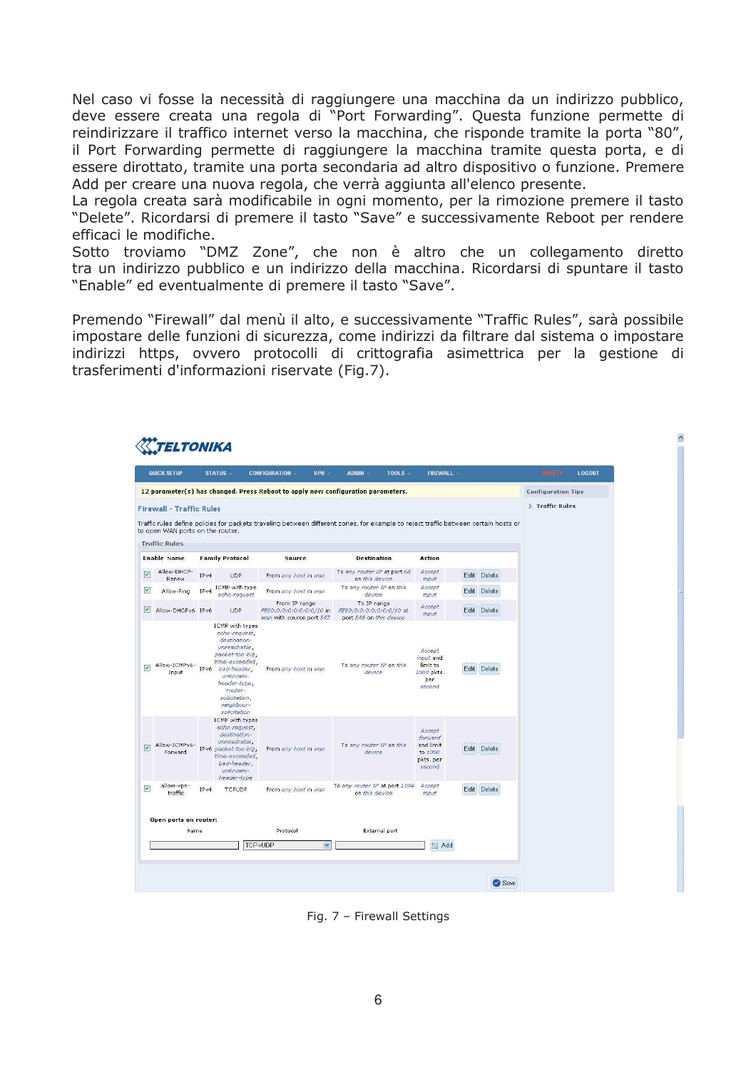Nel caso vi fosse la necessità di raggiungere una macchina da un indirizzo pubblico, deve essere creata una regola di "Port Forwarding". Questa funzione permette di reindirizzare il traffico internet verso la macchina, che risponde tramite la porta "80", il Port Forwarding permette di raggiungere la macchina tramite questa porta, e di essere dirottato, tramite una porta secondaria ad altro dispositivo o funzione. Premere Add per creare una nuova regola, che verrà aggiunta all'elenco presente.
La regola creata sarà modificabile in ogni momento, per la rimozione premere il tasto "Delete". Ricordarsi di premere il tasto "Save" e successivamente Reboot per rendere efficaci le modifiche.
Sotto troviamo "DMZ Zone", che non è altro che un collegamento diretto tra un indirizzo pubblico e un indirizzo della macchina. Ricordarsi di spuntare il tasto "Enable" ed eventualmente di premere il tasto "Save".

Premendo "Firewall" dal menù il alto, e successivamente "Traffic Rules", sarà possibile impostare delle funzioni di sicurezza, come indirizzi da filtrare dal sistema o impostare indirizzi https, ovvero protocolli di crittografia asimettrica per la gestione di trasferimenti d'informazioni riservate (Fig.7).

Fig. 7 – Firewall Settings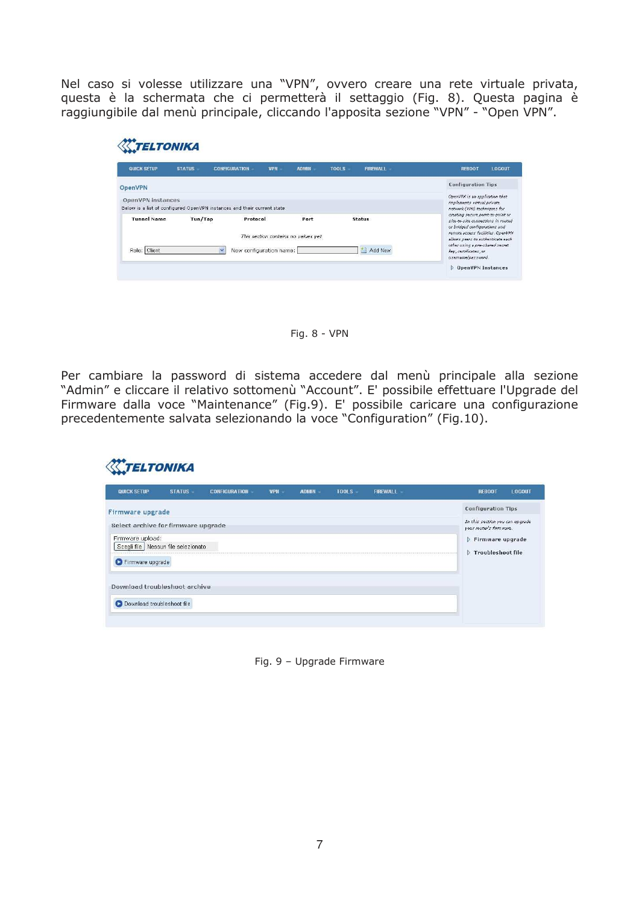Nel caso si volesse utilizzare una “VPN”, ovvero creare una rete virtuale privata, questa è la schermata che ci permetterà il settaggio (Fig. 8). Questa pagina è raggiungibile dal menù principale, cliccando l'apposita sezione “VPN” - “Open VPN”.

Fig. 8 - VPN

Per cambiare la password di sistema accedere dal menù principale alla sezione “Admin” e cliccare il relativo sottomenù “Account”. E' possibile effettuare l'Upgrade del Firmware dalla voce “Maintenance” (Fig.9). E' possibile caricare una configurazione precedentemente salvata selezionando la voce “Configuration” (Fig.10).

Fig. 9 – Upgrade Firmware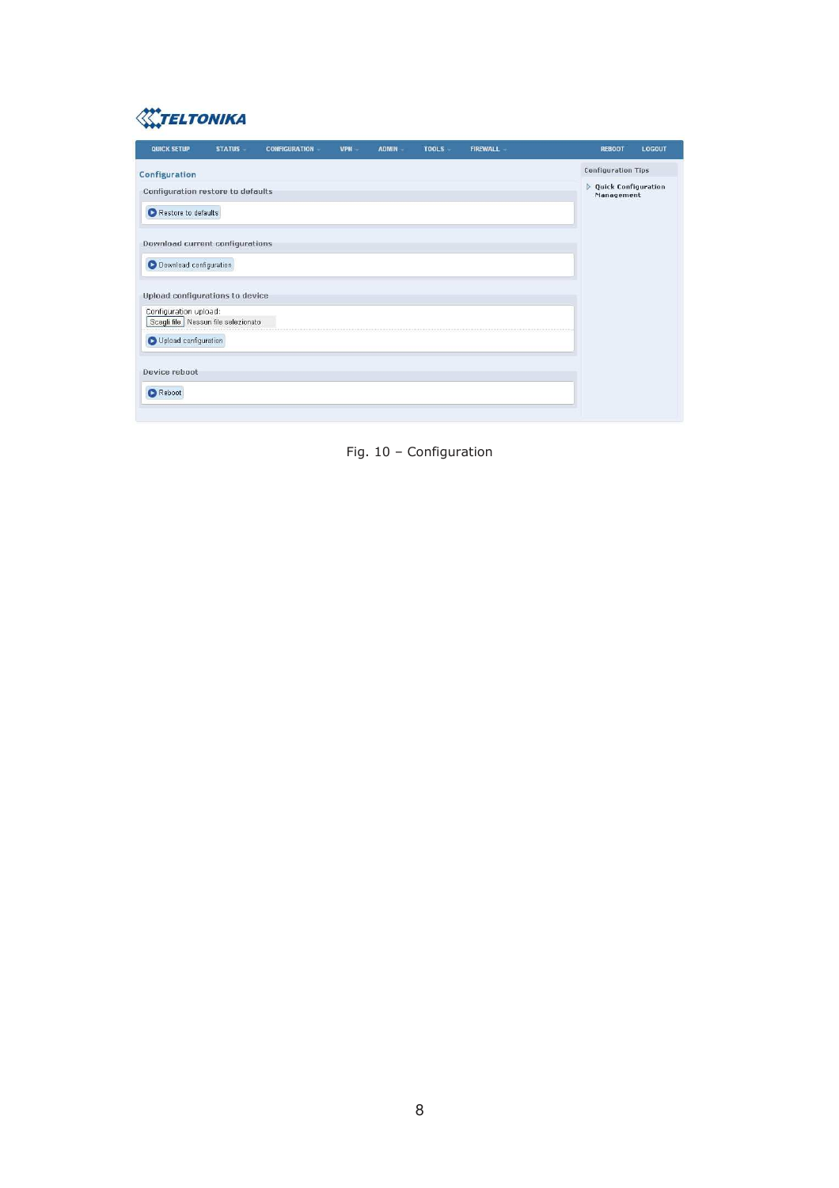Fig. 10 – Configuration